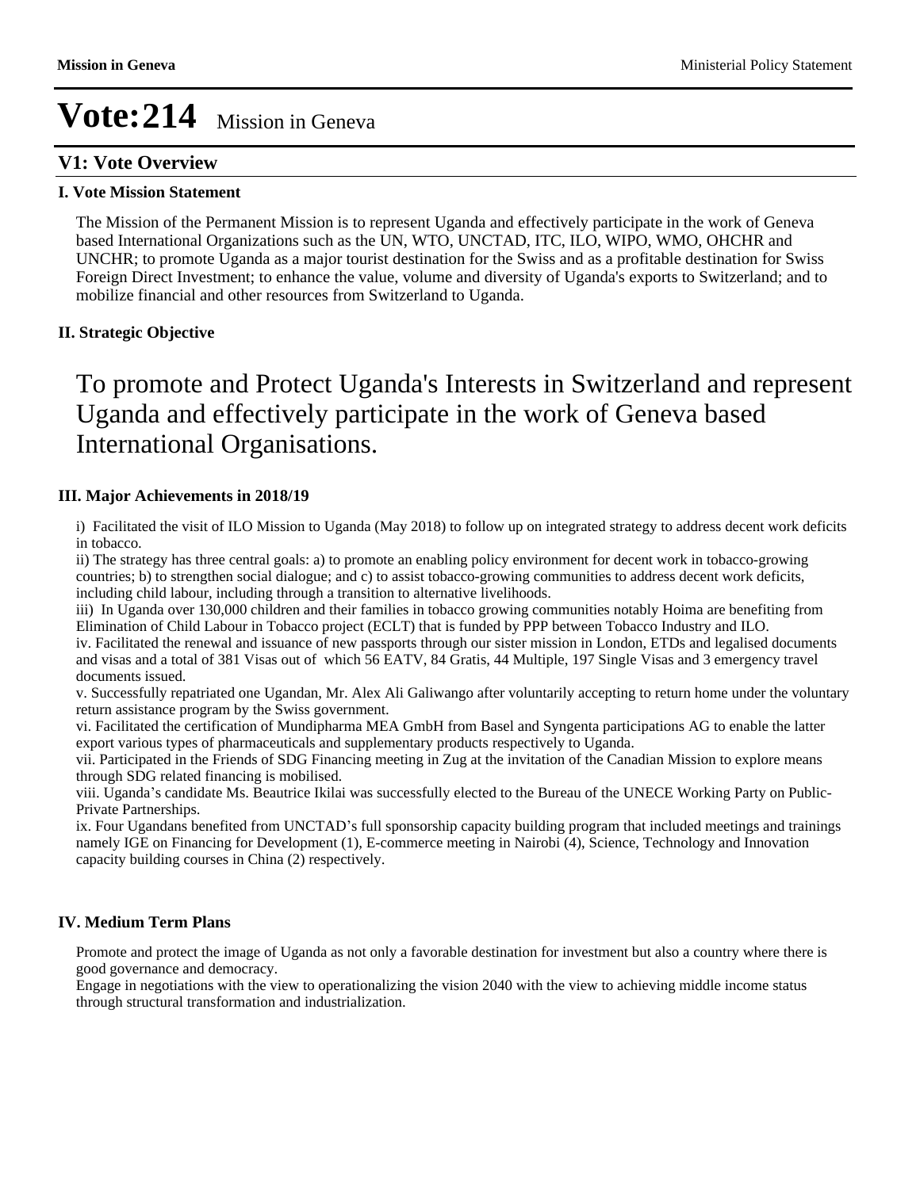# Vote:214 Mission in Geneva

## V1: Vote Overview

### I. Vote Mission Statement

The Mission of the Permanent Mission is to represent Uganda and effectively participate in the work of Geneva based International Organizations such as the UN, WTO, UNCTAD, ITC, ILO, WIPO, WMO, OHCHR and UNCHR; to promote Uganda as a major tourist destination for the Swiss and as a profitable destination for Swiss Foreign Direct Investment; to enhance the value, volume and diversity of Uganda's exports to Switzerland; and to mobilize financial and other resources from Switzerland to Uganda.

### II. Strategic Objective

To promote and Protect Uganda's Interests in Switzerland and represent Uganda and effectively participate in the work of Geneva based International Organisations.

### III. Major Achievements in 2018/19

i) Facilitated the visit of ILO Mission to Uganda (May 2018) to follow up on integrated strategy to address decent work deficits in tobacco.
ii) The strategy has three central goals: a) to promote an enabling policy environment for decent work in tobacco-growing countries; b) to strengthen social dialogue; and c) to assist tobacco-growing communities to address decent work deficits, including child labour, including through a transition to alternative livelihoods.
iii) In Uganda over 130,000 children and their families in tobacco growing communities notably Hoima are benefiting from Elimination of Child Labour in Tobacco project (ECLT) that is funded by PPP between Tobacco Industry and ILO.
iv. Facilitated the renewal and issuance of new passports through our sister mission in London, ETDs and legalised documents and visas and a total of 381 Visas out of which 56 EATV, 84 Gratis, 44 Multiple, 197 Single Visas and 3 emergency travel documents issued.
v. Successfully repatriated one Ugandan, Mr. Alex Ali Galiwango after voluntarily accepting to return home under the voluntary return assistance program by the Swiss government.
vi. Facilitated the certification of Mundipharma MEA GmbH from Basel and Syngenta participations AG to enable the latter export various types of pharmaceuticals and supplementary products respectively to Uganda.
vii. Participated in the Friends of SDG Financing meeting in Zug at the invitation of the Canadian Mission to explore means through SDG related financing is mobilised.
viii. Uganda's candidate Ms. Beautrice Ikilai was successfully elected to the Bureau of the UNECE Working Party on Public-Private Partnerships.
ix. Four Ugandans benefited from UNCTAD's full sponsorship capacity building program that included meetings and trainings namely IGE on Financing for Development (1), E-commerce meeting in Nairobi (4), Science, Technology and Innovation capacity building courses in China (2) respectively.

### IV. Medium Term Plans

Promote and protect the image of Uganda as not only a favorable destination for investment but also a country where there is good governance and democracy.
Engage in negotiations with the view to operationalizing the vision 2040 with the view to achieving middle income status through structural transformation and industrialization.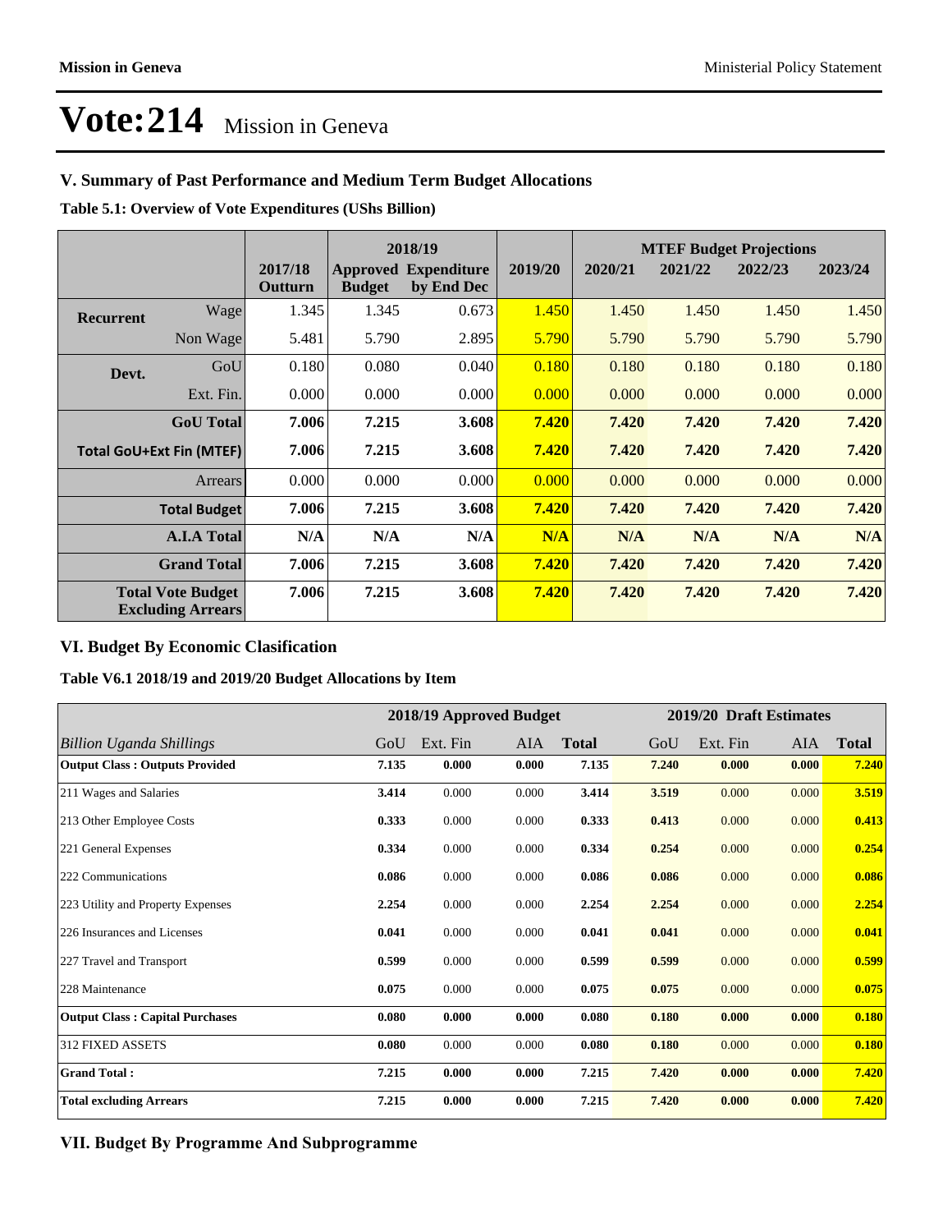# Vote:214 Mission in Geneva

## V. Summary of Past Performance and Medium Term Budget Allocations

**Table 5.1: Overview of Vote Expenditures (UShs Billion)**

| | | 2017/18 Outturn | 2018/19 Approved Budget | 2018/19 Expenditure by End Dec | 2019/20 | 2020/21 | 2021/22 | 2022/23 | 2023/24 |
|---|---|---|---|---|---|---|---|---|---|
| | | | | | | MTEF Budget Projections | | | |
| **Recurrent** | Wage | 1.345 | 1.345 | 0.673 | 1.450 | 1.450 | 1.450 | 1.450 | 1.450 |
| | Non Wage | 5.481 | 5.790 | 2.895 | 5.790 | 5.790 | 5.790 | 5.790 | 5.790 |
| **Devt.** | GoU | 0.180 | 0.080 | 0.040 | 0.180 | 0.180 | 0.180 | 0.180 | 0.180 |
| | Ext. Fin. | 0.000 | 0.000 | 0.000 | 0.000 | 0.000 | 0.000 | 0.000 | 0.000 |
| | **GoU Total** | **7.006** | **7.215** | **3.608** | **7.420** | **7.420** | **7.420** | **7.420** | **7.420** |
| **Total GoU+Ext Fin (MTEF)** | | **7.006** | **7.215** | **3.608** | **7.420** | **7.420** | **7.420** | **7.420** | **7.420** |
| | Arrears | 0.000 | 0.000 | 0.000 | 0.000 | 0.000 | 0.000 | 0.000 | 0.000 |
| | **Total Budget** | **7.006** | **7.215** | **3.608** | **7.420** | **7.420** | **7.420** | **7.420** | **7.420** |
| | **A.I.A Total** | **N/A** | **N/A** | **N/A** | **N/A** | **N/A** | **N/A** | **N/A** | **N/A** |
| | **Grand Total** | **7.006** | **7.215** | **3.608** | **7.420** | **7.420** | **7.420** | **7.420** | **7.420** |
| **Total Vote Budget Excluding Arrears** | | **7.006** | **7.215** | **3.608** | **7.420** | **7.420** | **7.420** | **7.420** | **7.420** |

## VI. Budget By Economic Clasification

**Table V6.1 2018/19 and 2019/20 Budget Allocations by Item**

| | 2018/19 Approved Budget | | | | 2019/20 Draft Estimates | | | |
|---|---|---|---|---|---|---|---|---|
| *Billion Uganda Shillings* | GoU | Ext. Fin | AIA | **Total** | GoU | Ext. Fin | AIA | **Total** |
| **Output Class : Outputs Provided** | **7.135** | **0.000** | **0.000** | **7.135** | **7.240** | **0.000** | **0.000** | **7.240** |
| 211 Wages and Salaries | **3.414** | 0.000 | 0.000 | **3.414** | **3.519** | 0.000 | 0.000 | **3.519** |
| 213 Other Employee Costs | **0.333** | 0.000 | 0.000 | **0.333** | **0.413** | 0.000 | 0.000 | **0.413** |
| 221 General Expenses | **0.334** | 0.000 | 0.000 | **0.334** | **0.254** | 0.000 | 0.000 | **0.254** |
| 222 Communications | **0.086** | 0.000 | 0.000 | **0.086** | **0.086** | 0.000 | 0.000 | **0.086** |
| 223 Utility and Property Expenses | **2.254** | 0.000 | 0.000 | **2.254** | **2.254** | 0.000 | 0.000 | **2.254** |
| 226 Insurances and Licenses | **0.041** | 0.000 | 0.000 | **0.041** | **0.041** | 0.000 | 0.000 | **0.041** |
| 227 Travel and Transport | **0.599** | 0.000 | 0.000 | **0.599** | **0.599** | 0.000 | 0.000 | **0.599** |
| 228 Maintenance | **0.075** | 0.000 | 0.000 | **0.075** | **0.075** | 0.000 | 0.000 | **0.075** |
| **Output Class : Capital Purchases** | **0.080** | **0.000** | **0.000** | **0.080** | **0.180** | **0.000** | **0.000** | **0.180** |
| 312 FIXED ASSETS | **0.080** | 0.000 | 0.000 | **0.080** | **0.180** | 0.000 | 0.000 | **0.180** |
| **Grand Total :** | **7.215** | **0.000** | **0.000** | **7.215** | **7.420** | **0.000** | **0.000** | **7.420** |
| **Total excluding Arrears** | **7.215** | **0.000** | **0.000** | **7.215** | **7.420** | **0.000** | **0.000** | **7.420** |

## VII. Budget By Programme And Subprogramme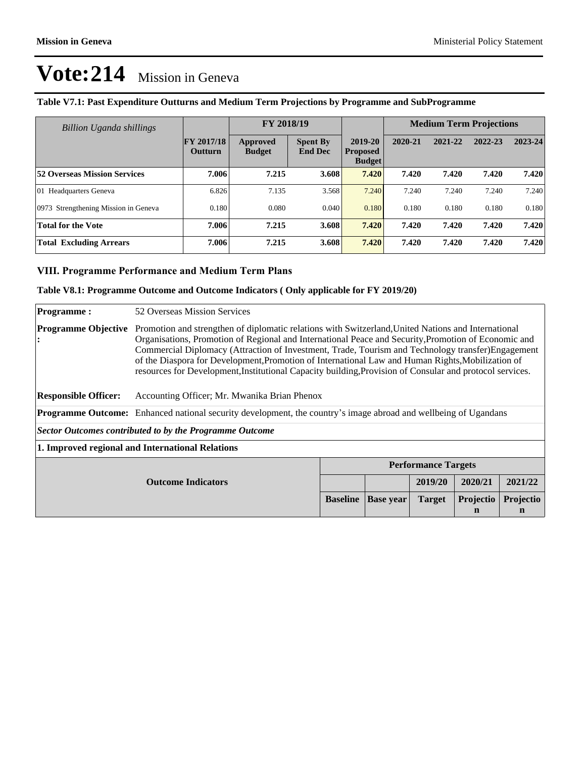# Vote:214 Mission in Geneva

**Table V7.1: Past Expenditure Outturns and Medium Term Projections by Programme and SubProgramme**

| *Billion Uganda shillings* | | FY 2018/19 | | | Medium Term Projections | | | |
|---|---|---|---|---|---|---|---|---|
| | FY 2017/18 Outturn | Approved Budget | Spent By End Dec | 2019-20 Proposed Budget | 2020-21 | 2021-22 | 2022-23 | 2023-24 |
| **52 Overseas Mission Services** | **7.006** | **7.215** | **3.608** | **7.420** | **7.420** | **7.420** | **7.420** | **7.420** |
| 01 Headquarters Geneva | 6.826 | 7.135 | 3.568 | 7.240 | 7.240 | 7.240 | 7.240 | 7.240 |
| 0973 Strengthening Mission in Geneva | 0.180 | 0.080 | 0.040 | 0.180 | 0.180 | 0.180 | 0.180 | 0.180 |
| **Total for the Vote** | **7.006** | **7.215** | **3.608** | **7.420** | **7.420** | **7.420** | **7.420** | **7.420** |
| **Total Excluding Arrears** | **7.006** | **7.215** | **3.608** | **7.420** | **7.420** | **7.420** | **7.420** | **7.420** |

## VIII. Programme Performance and Medium Term Plans

**Table V8.1: Programme Outcome and Outcome Indicators ( Only applicable for FY 2019/20)**

**Programme :** 52 Overseas Mission Services

**Programme Objective :** Promotion and strengthen of diplomatic relations with Switzerland,United Nations and International Organisations, Promotion of Regional and International Peace and Security,Promotion of Economic and Commercial Diplomacy (Attraction of Investment, Trade, Tourism and Technology transfer)Engagement of the Diaspora for Development,Promotion of International Law and Human Rights,Mobilization of resources for Development,Institutional Capacity building,Provision of Consular and protocol services.

**Responsible Officer:** Accounting Officer; Mr. Mwanika Brian Phenox

**Programme Outcome:** Enhanced national security development, the country's image abroad and wellbeing of Ugandans

***Sector Outcomes contributed to by the Programme Outcome***

**1. Improved regional and International Relations**

| Outcome Indicators | Performance Targets | | | | |
|---|---|---|---|---|---|
| | | | 2019/20 | 2020/21 | 2021/22 |
| | Baseline | Base year | Target | Projection | Projection |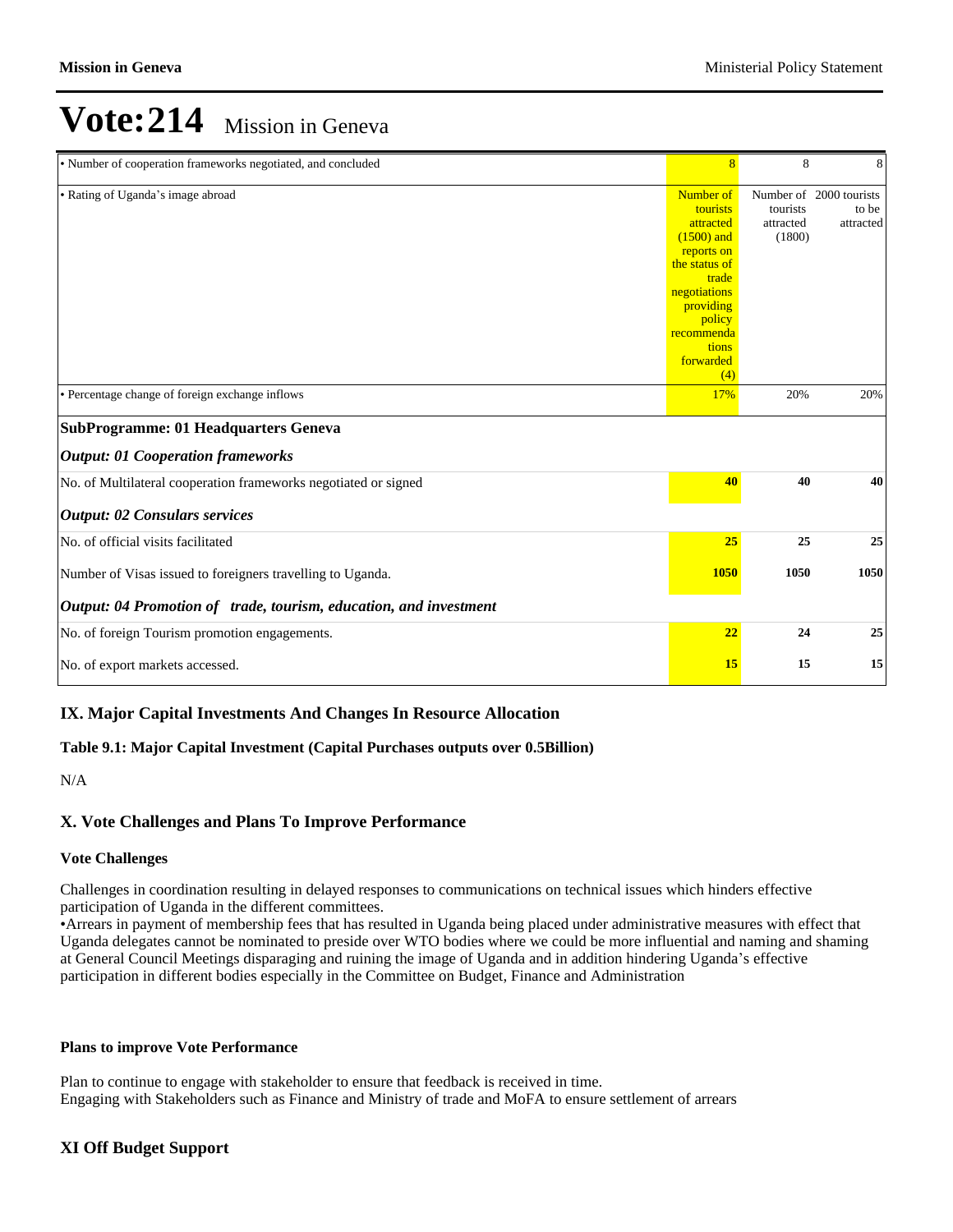# Vote:214 Mission in Geneva

| | | | |
|---|---|---|---|
| • Number of cooperation frameworks negotiated, and concluded | 8 | 8 | 8 |
| • Rating of Uganda's image abroad | Number of tourists attracted (1500) and reports on the status of trade negotiations providing policy recommendations forwarded (4) | Number of tourists attracted (1800) | 2000 tourists to be attracted |
| • Percentage change of foreign exchange inflows | 17% | 20% | 20% |
| **SubProgramme: 01 Headquarters Geneva** | | | |
| ***Output: 01 Cooperation frameworks*** | | | |
| No. of Multilateral cooperation frameworks negotiated or signed | **40** | **40** | **40** |
| ***Output: 02 Consulars services*** | | | |
| No. of official visits facilitated | **25** | **25** | **25** |
| Number of Visas issued to foreigners travelling to Uganda. | **1050** | **1050** | **1050** |
| ***Output: 04 Promotion of trade, tourism, education, and investment*** | | | |
| No. of foreign Tourism promotion engagements. | **22** | **24** | **25** |
| No. of export markets accessed. | **15** | **15** | **15** |

## IX. Major Capital Investments And Changes In Resource Allocation

### Table 9.1: Major Capital Investment (Capital Purchases outputs over 0.5Billion)

N/A

## X. Vote Challenges and Plans To Improve Performance

### Vote Challenges

Challenges in coordination resulting in delayed responses to communications on technical issues which hinders effective participation of Uganda in the different committees.
•Arrears in payment of membership fees that has resulted in Uganda being placed under administrative measures with effect that Uganda delegates cannot be nominated to preside over WTO bodies where we could be more influential and naming and shaming at General Council Meetings disparaging and ruining the image of Uganda and in addition hindering Uganda's effective participation in different bodies especially in the Committee on Budget, Finance and Administration

### Plans to improve Vote Performance

Plan to continue to engage with stakeholder to ensure that feedback is received in time.
Engaging with Stakeholders such as Finance and Ministry of trade and MoFA to ensure settlement of arrears

## XI Off Budget Support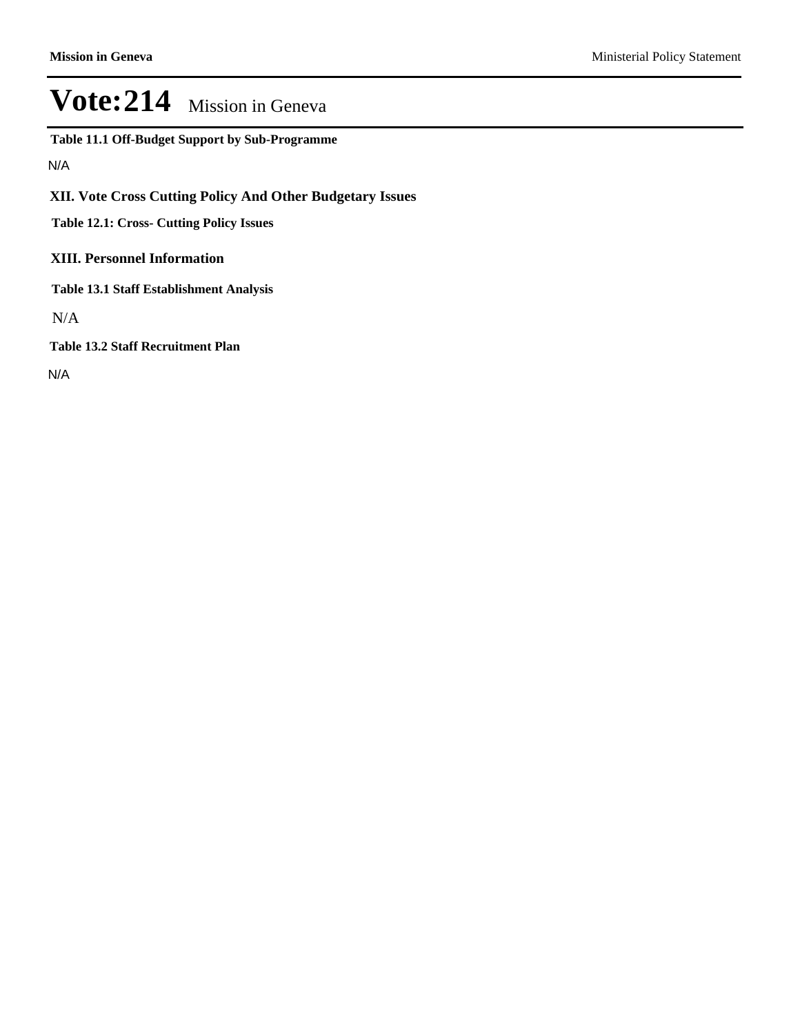# Vote:214 Mission in Geneva

**Table 11.1 Off-Budget Support by Sub-Programme**

N/A

## XII. Vote Cross Cutting Policy And Other Budgetary Issues

**Table 12.1: Cross- Cutting Policy Issues**

## XIII. Personnel Information

**Table 13.1 Staff Establishment Analysis**

N/A

**Table 13.2 Staff Recruitment Plan**

N/A